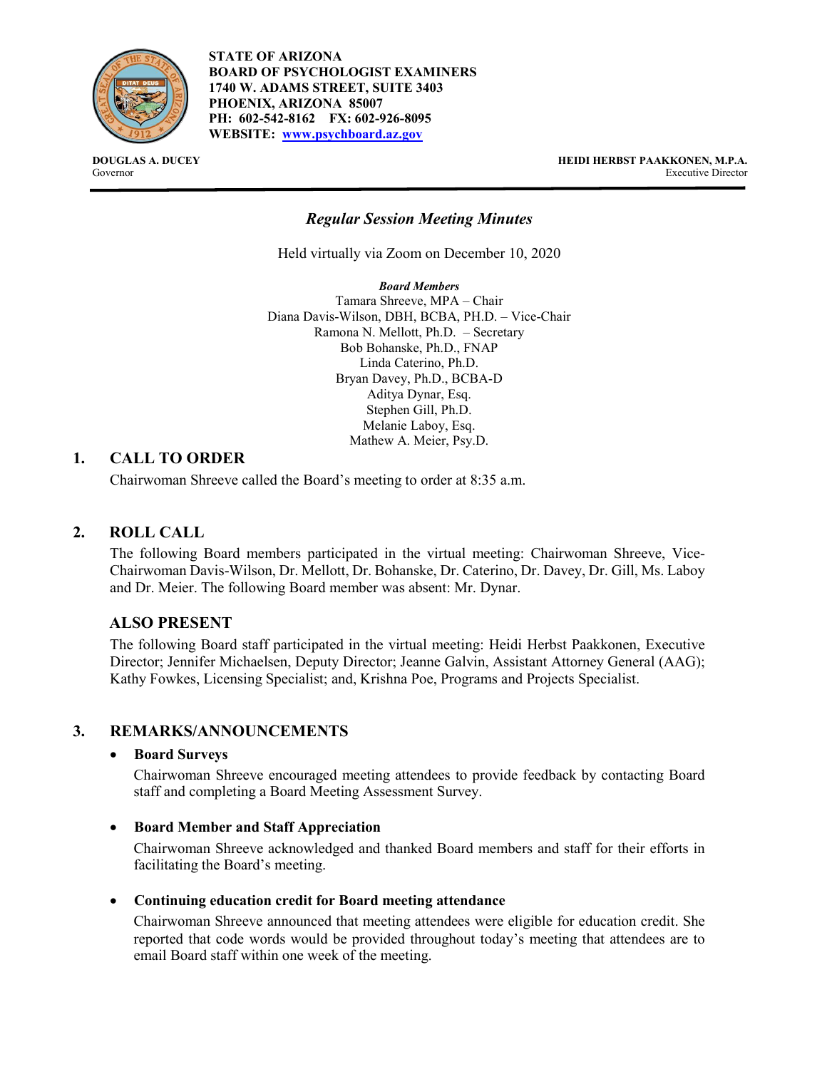**STATE OF ARIZONA**
**BOARD OF PSYCHOLOGIST EXAMINERS**
**1740 W. ADAMS STREET, SUITE 3403**
**PHOENIX, ARIZONA 85007**
**PH: 602-542-8162 FX: 602-926-8095**
**WEBSITE: www.psychboard.az.gov**

**DOUGLAS A. DUCEY**
Governor

**HEIDI HERBST PAAKKONEN, M.P.A.**
Executive Director

# *Regular Session Meeting Minutes*

Held virtually via Zoom on December 10, 2020

***Board Members***
Tamara Shreeve, MPA – Chair
Diana Davis-Wilson, DBH, BCBA, PH.D. – Vice-Chair
Ramona N. Mellott, Ph.D. – Secretary
Bob Bohanske, Ph.D., FNAP
Linda Caterino, Ph.D.
Bryan Davey, Ph.D., BCBA-D
Aditya Dynar, Esq.
Stephen Gill, Ph.D.
Melanie Laboy, Esq.
Mathew A. Meier, Psy.D.

## 1. CALL TO ORDER

Chairwoman Shreeve called the Board's meeting to order at 8:35 a.m.

## 2. ROLL CALL

The following Board members participated in the virtual meeting: Chairwoman Shreeve, Vice-Chairwoman Davis-Wilson, Dr. Mellott, Dr. Bohanske, Dr. Caterino, Dr. Davey, Dr. Gill, Ms. Laboy and Dr. Meier. The following Board member was absent: Mr. Dynar.

## ALSO PRESENT

The following Board staff participated in the virtual meeting: Heidi Herbst Paakkonen, Executive Director; Jennifer Michaelsen, Deputy Director; Jeanne Galvin, Assistant Attorney General (AAG); Kathy Fowkes, Licensing Specialist; and, Krishna Poe, Programs and Projects Specialist.

## 3. REMARKS/ANNOUNCEMENTS

- **Board Surveys**
  Chairwoman Shreeve encouraged meeting attendees to provide feedback by contacting Board staff and completing a Board Meeting Assessment Survey.

- **Board Member and Staff Appreciation**
  Chairwoman Shreeve acknowledged and thanked Board members and staff for their efforts in facilitating the Board's meeting.

- **Continuing education credit for Board meeting attendance**
  Chairwoman Shreeve announced that meeting attendees were eligible for education credit. She reported that code words would be provided throughout today's meeting that attendees are to email Board staff within one week of the meeting.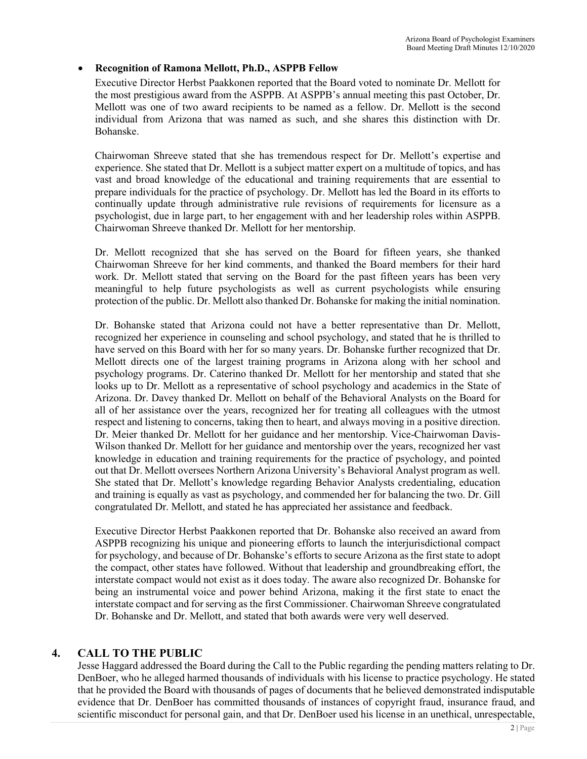- **Recognition of Ramona Mellott, Ph.D., ASPPB Fellow**

  Executive Director Herbst Paakkonen reported that the Board voted to nominate Dr. Mellott for the most prestigious award from the ASPPB. At ASPPB's annual meeting this past October, Dr. Mellott was one of two award recipients to be named as a fellow. Dr. Mellott is the second individual from Arizona that was named as such, and she shares this distinction with Dr. Bohanske.

  Chairwoman Shreeve stated that she has tremendous respect for Dr. Mellott's expertise and experience. She stated that Dr. Mellott is a subject matter expert on a multitude of topics, and has vast and broad knowledge of the educational and training requirements that are essential to prepare individuals for the practice of psychology. Dr. Mellott has led the Board in its efforts to continually update through administrative rule revisions of requirements for licensure as a psychologist, due in large part, to her engagement with and her leadership roles within ASPPB. Chairwoman Shreeve thanked Dr. Mellott for her mentorship.

  Dr. Mellott recognized that she has served on the Board for fifteen years, she thanked Chairwoman Shreeve for her kind comments, and thanked the Board members for their hard work. Dr. Mellott stated that serving on the Board for the past fifteen years has been very meaningful to help future psychologists as well as current psychologists while ensuring protection of the public. Dr. Mellott also thanked Dr. Bohanske for making the initial nomination.

  Dr. Bohanske stated that Arizona could not have a better representative than Dr. Mellott, recognized her experience in counseling and school psychology, and stated that he is thrilled to have served on this Board with her for so many years. Dr. Bohanske further recognized that Dr. Mellott directs one of the largest training programs in Arizona along with her school and psychology programs. Dr. Caterino thanked Dr. Mellott for her mentorship and stated that she looks up to Dr. Mellott as a representative of school psychology and academics in the State of Arizona. Dr. Davey thanked Dr. Mellott on behalf of the Behavioral Analysts on the Board for all of her assistance over the years, recognized her for treating all colleagues with the utmost respect and listening to concerns, taking then to heart, and always moving in a positive direction. Dr. Meier thanked Dr. Mellott for her guidance and her mentorship. Vice-Chairwoman Davis-Wilson thanked Dr. Mellott for her guidance and mentorship over the years, recognized her vast knowledge in education and training requirements for the practice of psychology, and pointed out that Dr. Mellott oversees Northern Arizona University's Behavioral Analyst program as well. She stated that Dr. Mellott's knowledge regarding Behavior Analysts credentialing, education and training is equally as vast as psychology, and commended her for balancing the two. Dr. Gill congratulated Dr. Mellott, and stated he has appreciated her assistance and feedback.

  Executive Director Herbst Paakkonen reported that Dr. Bohanske also received an award from ASPPB recognizing his unique and pioneering efforts to launch the interjurisdictional compact for psychology, and because of Dr. Bohanske's efforts to secure Arizona as the first state to adopt the compact, other states have followed. Without that leadership and groundbreaking effort, the interstate compact would not exist as it does today. The aware also recognized Dr. Bohanske for being an instrumental voice and power behind Arizona, making it the first state to enact the interstate compact and for serving as the first Commissioner. Chairwoman Shreeve congratulated Dr. Bohanske and Dr. Mellott, and stated that both awards were very well deserved.

## 4. CALL TO THE PUBLIC

Jesse Haggard addressed the Board during the Call to the Public regarding the pending matters relating to Dr. DenBoer, who he alleged harmed thousands of individuals with his license to practice psychology. He stated that he provided the Board with thousands of pages of documents that he believed demonstrated indisputable evidence that Dr. DenBoer has committed thousands of instances of copyright fraud, insurance fraud, and scientific misconduct for personal gain, and that Dr. DenBoer used his license in an unethical, unrespectable,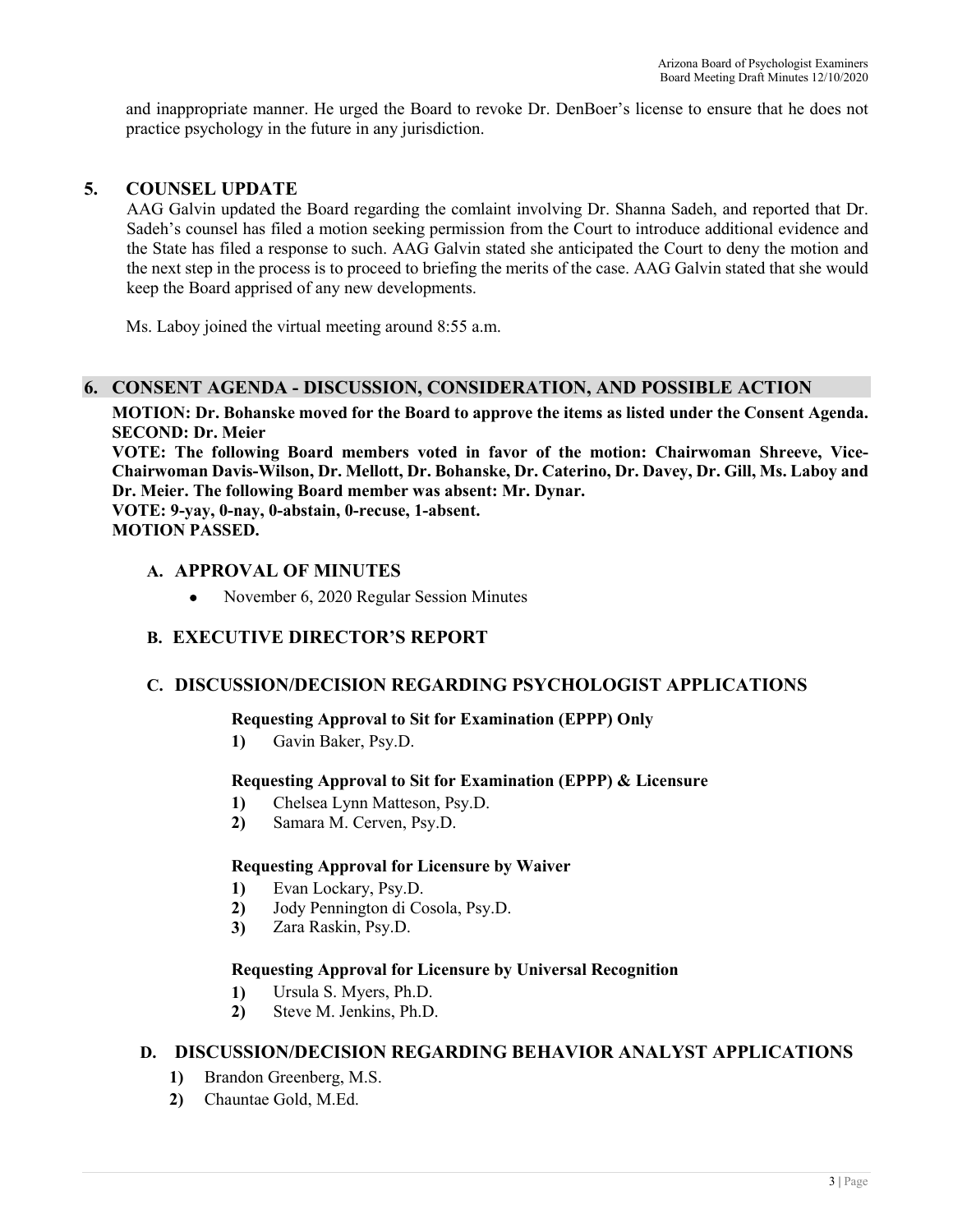and inappropriate manner. He urged the Board to revoke Dr. DenBoer's license to ensure that he does not practice psychology in the future in any jurisdiction.

## 5. COUNSEL UPDATE

AAG Galvin updated the Board regarding the comlaint involving Dr. Shanna Sadeh, and reported that Dr. Sadeh's counsel has filed a motion seeking permission from the Court to introduce additional evidence and the State has filed a response to such. AAG Galvin stated she anticipated the Court to deny the motion and the next step in the process is to proceed to briefing the merits of the case. AAG Galvin stated that she would keep the Board apprised of any new developments.

Ms. Laboy joined the virtual meeting around 8:55 a.m.

## 6. CONSENT AGENDA - DISCUSSION, CONSIDERATION, AND POSSIBLE ACTION

**MOTION: Dr. Bohanske moved for the Board to approve the items as listed under the Consent Agenda.**
**SECOND: Dr. Meier**
**VOTE: The following Board members voted in favor of the motion: Chairwoman Shreeve, Vice-Chairwoman Davis-Wilson, Dr. Mellott, Dr. Bohanske, Dr. Caterino, Dr. Davey, Dr. Gill, Ms. Laboy and Dr. Meier. The following Board member was absent: Mr. Dynar.**
**VOTE: 9-yay, 0-nay, 0-abstain, 0-recuse, 1-absent.**
**MOTION PASSED.**

### A. APPROVAL OF MINUTES

- November 6, 2020 Regular Session Minutes

### B. EXECUTIVE DIRECTOR'S REPORT

### C. DISCUSSION/DECISION REGARDING PSYCHOLOGIST APPLICATIONS

**Requesting Approval to Sit for Examination (EPPP) Only**

1) Gavin Baker, Psy.D.

**Requesting Approval to Sit for Examination (EPPP) & Licensure**

1) Chelsea Lynn Matteson, Psy.D.
2) Samara M. Cerven, Psy.D.

**Requesting Approval for Licensure by Waiver**

1) Evan Lockary, Psy.D.
2) Jody Pennington di Cosola, Psy.D.
3) Zara Raskin, Psy.D.

**Requesting Approval for Licensure by Universal Recognition**

1) Ursula S. Myers, Ph.D.
2) Steve M. Jenkins, Ph.D.

### D. DISCUSSION/DECISION REGARDING BEHAVIOR ANALYST APPLICATIONS

1) Brandon Greenberg, M.S.
2) Chauntae Gold, M.Ed.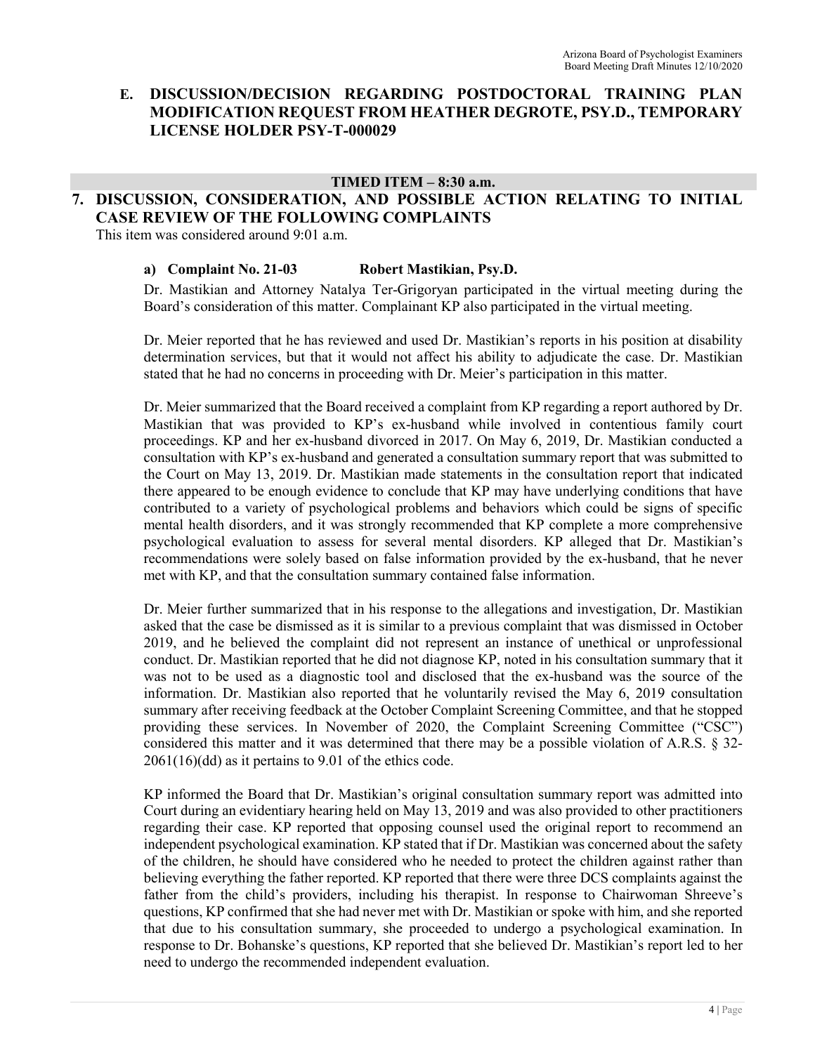## E. DISCUSSION/DECISION REGARDING POSTDOCTORAL TRAINING PLAN MODIFICATION REQUEST FROM HEATHER DEGROTE, PSY.D., TEMPORARY LICENSE HOLDER PSY-T-000029

**TIMED ITEM – 8:30 a.m.**

## 7. DISCUSSION, CONSIDERATION, AND POSSIBLE ACTION RELATING TO INITIAL CASE REVIEW OF THE FOLLOWING COMPLAINTS

This item was considered around 9:01 a.m.

### a) Complaint No. 21-03 Robert Mastikian, Psy.D.

Dr. Mastikian and Attorney Natalya Ter-Grigoryan participated in the virtual meeting during the Board's consideration of this matter. Complainant KP also participated in the virtual meeting.

Dr. Meier reported that he has reviewed and used Dr. Mastikian's reports in his position at disability determination services, but that it would not affect his ability to adjudicate the case. Dr. Mastikian stated that he had no concerns in proceeding with Dr. Meier's participation in this matter.

Dr. Meier summarized that the Board received a complaint from KP regarding a report authored by Dr. Mastikian that was provided to KP's ex-husband while involved in contentious family court proceedings. KP and her ex-husband divorced in 2017. On May 6, 2019, Dr. Mastikian conducted a consultation with KP's ex-husband and generated a consultation summary report that was submitted to the Court on May 13, 2019. Dr. Mastikian made statements in the consultation report that indicated there appeared to be enough evidence to conclude that KP may have underlying conditions that have contributed to a variety of psychological problems and behaviors which could be signs of specific mental health disorders, and it was strongly recommended that KP complete a more comprehensive psychological evaluation to assess for several mental disorders. KP alleged that Dr. Mastikian's recommendations were solely based on false information provided by the ex-husband, that he never met with KP, and that the consultation summary contained false information.

Dr. Meier further summarized that in his response to the allegations and investigation, Dr. Mastikian asked that the case be dismissed as it is similar to a previous complaint that was dismissed in October 2019, and he believed the complaint did not represent an instance of unethical or unprofessional conduct. Dr. Mastikian reported that he did not diagnose KP, noted in his consultation summary that it was not to be used as a diagnostic tool and disclosed that the ex-husband was the source of the information. Dr. Mastikian also reported that he voluntarily revised the May 6, 2019 consultation summary after receiving feedback at the October Complaint Screening Committee, and that he stopped providing these services. In November of 2020, the Complaint Screening Committee ("CSC") considered this matter and it was determined that there may be a possible violation of A.R.S. § 32-2061(16)(dd) as it pertains to 9.01 of the ethics code.

KP informed the Board that Dr. Mastikian's original consultation summary report was admitted into Court during an evidentiary hearing held on May 13, 2019 and was also provided to other practitioners regarding their case. KP reported that opposing counsel used the original report to recommend an independent psychological examination. KP stated that if Dr. Mastikian was concerned about the safety of the children, he should have considered who he needed to protect the children against rather than believing everything the father reported. KP reported that there were three DCS complaints against the father from the child's providers, including his therapist. In response to Chairwoman Shreeve's questions, KP confirmed that she had never met with Dr. Mastikian or spoke with him, and she reported that due to his consultation summary, she proceeded to undergo a psychological examination. In response to Dr. Bohanske's questions, KP reported that she believed Dr. Mastikian's report led to her need to undergo the recommended independent evaluation.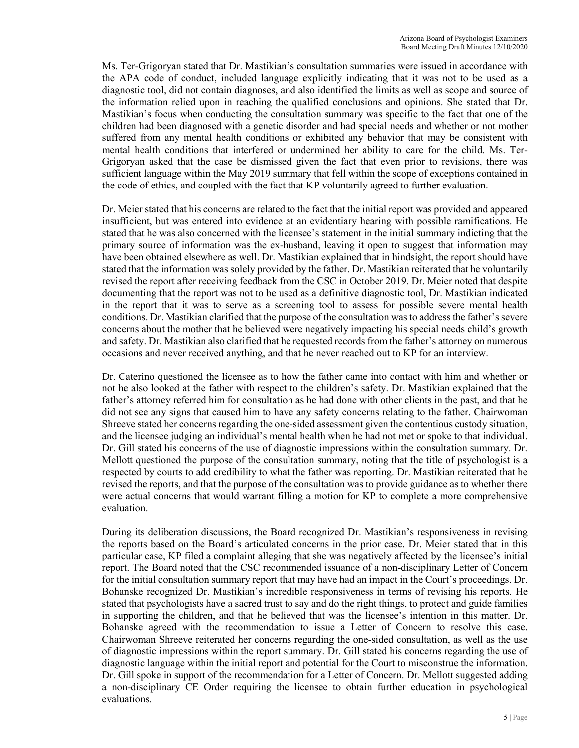Ms. Ter-Grigoryan stated that Dr. Mastikian's consultation summaries were issued in accordance with the APA code of conduct, included language explicitly indicating that it was not to be used as a diagnostic tool, did not contain diagnoses, and also identified the limits as well as scope and source of the information relied upon in reaching the qualified conclusions and opinions. She stated that Dr. Mastikian's focus when conducting the consultation summary was specific to the fact that one of the children had been diagnosed with a genetic disorder and had special needs and whether or not mother suffered from any mental health conditions or exhibited any behavior that may be consistent with mental health conditions that interfered or undermined her ability to care for the child. Ms. Ter-Grigoryan asked that the case be dismissed given the fact that even prior to revisions, there was sufficient language within the May 2019 summary that fell within the scope of exceptions contained in the code of ethics, and coupled with the fact that KP voluntarily agreed to further evaluation.

Dr. Meier stated that his concerns are related to the fact that the initial report was provided and appeared insufficient, but was entered into evidence at an evidentiary hearing with possible ramifications. He stated that he was also concerned with the licensee's statement in the initial summary indicting that the primary source of information was the ex-husband, leaving it open to suggest that information may have been obtained elsewhere as well. Dr. Mastikian explained that in hindsight, the report should have stated that the information was solely provided by the father. Dr. Mastikian reiterated that he voluntarily revised the report after receiving feedback from the CSC in October 2019. Dr. Meier noted that despite documenting that the report was not to be used as a definitive diagnostic tool, Dr. Mastikian indicated in the report that it was to serve as a screening tool to assess for possible severe mental health conditions. Dr. Mastikian clarified that the purpose of the consultation was to address the father's severe concerns about the mother that he believed were negatively impacting his special needs child's growth and safety. Dr. Mastikian also clarified that he requested records from the father's attorney on numerous occasions and never received anything, and that he never reached out to KP for an interview.

Dr. Caterino questioned the licensee as to how the father came into contact with him and whether or not he also looked at the father with respect to the children's safety. Dr. Mastikian explained that the father's attorney referred him for consultation as he had done with other clients in the past, and that he did not see any signs that caused him to have any safety concerns relating to the father. Chairwoman Shreeve stated her concerns regarding the one-sided assessment given the contentious custody situation, and the licensee judging an individual's mental health when he had not met or spoke to that individual. Dr. Gill stated his concerns of the use of diagnostic impressions within the consultation summary. Dr. Mellott questioned the purpose of the consultation summary, noting that the title of psychologist is a respected by courts to add credibility to what the father was reporting. Dr. Mastikian reiterated that he revised the reports, and that the purpose of the consultation was to provide guidance as to whether there were actual concerns that would warrant filling a motion for KP to complete a more comprehensive evaluation.

During its deliberation discussions, the Board recognized Dr. Mastikian's responsiveness in revising the reports based on the Board's articulated concerns in the prior case. Dr. Meier stated that in this particular case, KP filed a complaint alleging that she was negatively affected by the licensee's initial report. The Board noted that the CSC recommended issuance of a non-disciplinary Letter of Concern for the initial consultation summary report that may have had an impact in the Court's proceedings. Dr. Bohanske recognized Dr. Mastikian's incredible responsiveness in terms of revising his reports. He stated that psychologists have a sacred trust to say and do the right things, to protect and guide families in supporting the children, and that he believed that was the licensee's intention in this matter. Dr. Bohanske agreed with the recommendation to issue a Letter of Concern to resolve this case. Chairwoman Shreeve reiterated her concerns regarding the one-sided consultation, as well as the use of diagnostic impressions within the report summary. Dr. Gill stated his concerns regarding the use of diagnostic language within the initial report and potential for the Court to misconstrue the information. Dr. Gill spoke in support of the recommendation for a Letter of Concern. Dr. Mellott suggested adding a non-disciplinary CE Order requiring the licensee to obtain further education in psychological evaluations.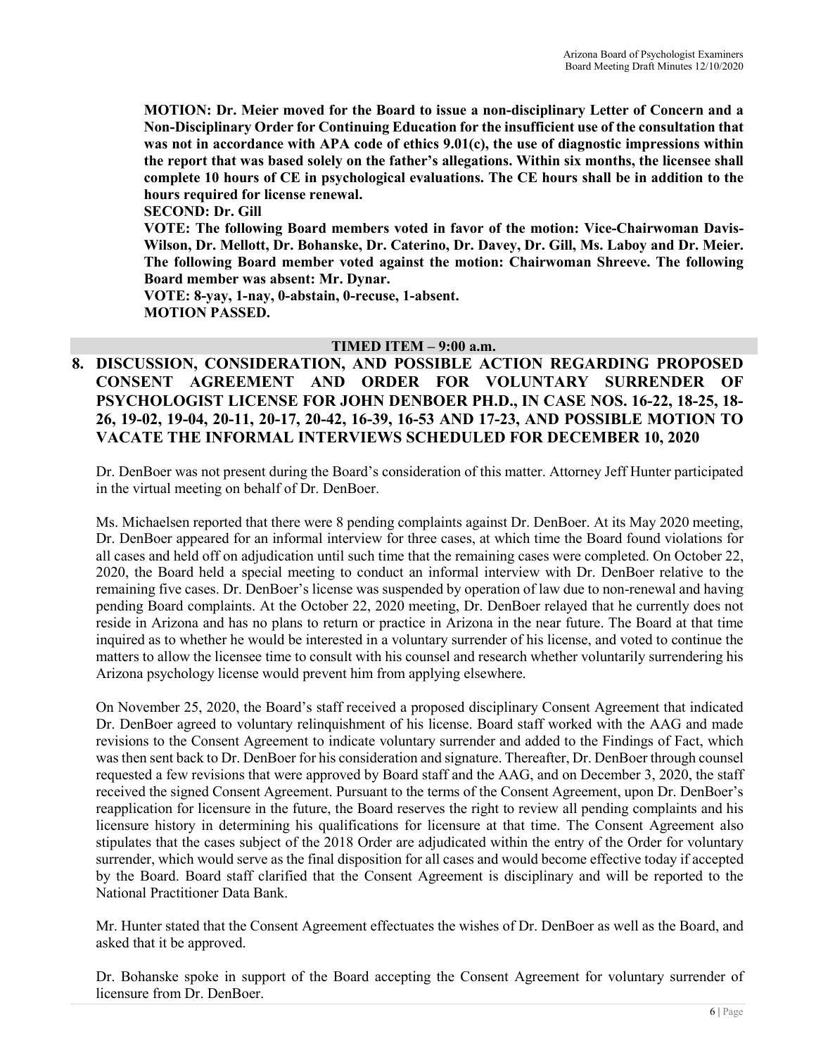**MOTION: Dr. Meier moved for the Board to issue a non-disciplinary Letter of Concern and a Non-Disciplinary Order for Continuing Education for the insufficient use of the consultation that was not in accordance with APA code of ethics 9.01(c), the use of diagnostic impressions within the report that was based solely on the father's allegations. Within six months, the licensee shall complete 10 hours of CE in psychological evaluations. The CE hours shall be in addition to the hours required for license renewal.**
**SECOND: Dr. Gill**
**VOTE: The following Board members voted in favor of the motion: Vice-Chairwoman Davis-Wilson, Dr. Mellott, Dr. Bohanske, Dr. Caterino, Dr. Davey, Dr. Gill, Ms. Laboy and Dr. Meier. The following Board member voted against the motion: Chairwoman Shreeve. The following Board member was absent: Mr. Dynar.**
**VOTE: 8-yay, 1-nay, 0-abstain, 0-recuse, 1-absent.**
**MOTION PASSED.**

**TIMED ITEM – 9:00 a.m.**

## 8. DISCUSSION, CONSIDERATION, AND POSSIBLE ACTION REGARDING PROPOSED CONSENT AGREEMENT AND ORDER FOR VOLUNTARY SURRENDER OF PSYCHOLOGIST LICENSE FOR JOHN DENBOER PH.D., IN CASE NOS. 16-22, 18-25, 18-26, 19-02, 19-04, 20-11, 20-17, 20-42, 16-39, 16-53 AND 17-23, AND POSSIBLE MOTION TO VACATE THE INFORMAL INTERVIEWS SCHEDULED FOR DECEMBER 10, 2020

Dr. DenBoer was not present during the Board's consideration of this matter. Attorney Jeff Hunter participated in the virtual meeting on behalf of Dr. DenBoer.

Ms. Michaelsen reported that there were 8 pending complaints against Dr. DenBoer. At its May 2020 meeting, Dr. DenBoer appeared for an informal interview for three cases, at which time the Board found violations for all cases and held off on adjudication until such time that the remaining cases were completed. On October 22, 2020, the Board held a special meeting to conduct an informal interview with Dr. DenBoer relative to the remaining five cases. Dr. DenBoer's license was suspended by operation of law due to non-renewal and having pending Board complaints. At the October 22, 2020 meeting, Dr. DenBoer relayed that he currently does not reside in Arizona and has no plans to return or practice in Arizona in the near future. The Board at that time inquired as to whether he would be interested in a voluntary surrender of his license, and voted to continue the matters to allow the licensee time to consult with his counsel and research whether voluntarily surrendering his Arizona psychology license would prevent him from applying elsewhere.

On November 25, 2020, the Board's staff received a proposed disciplinary Consent Agreement that indicated Dr. DenBoer agreed to voluntary relinquishment of his license. Board staff worked with the AAG and made revisions to the Consent Agreement to indicate voluntary surrender and added to the Findings of Fact, which was then sent back to Dr. DenBoer for his consideration and signature. Thereafter, Dr. DenBoer through counsel requested a few revisions that were approved by Board staff and the AAG, and on December 3, 2020, the staff received the signed Consent Agreement. Pursuant to the terms of the Consent Agreement, upon Dr. DenBoer's reapplication for licensure in the future, the Board reserves the right to review all pending complaints and his licensure history in determining his qualifications for licensure at that time. The Consent Agreement also stipulates that the cases subject of the 2018 Order are adjudicated within the entry of the Order for voluntary surrender, which would serve as the final disposition for all cases and would become effective today if accepted by the Board. Board staff clarified that the Consent Agreement is disciplinary and will be reported to the National Practitioner Data Bank.

Mr. Hunter stated that the Consent Agreement effectuates the wishes of Dr. DenBoer as well as the Board, and asked that it be approved.

Dr. Bohanske spoke in support of the Board accepting the Consent Agreement for voluntary surrender of licensure from Dr. DenBoer.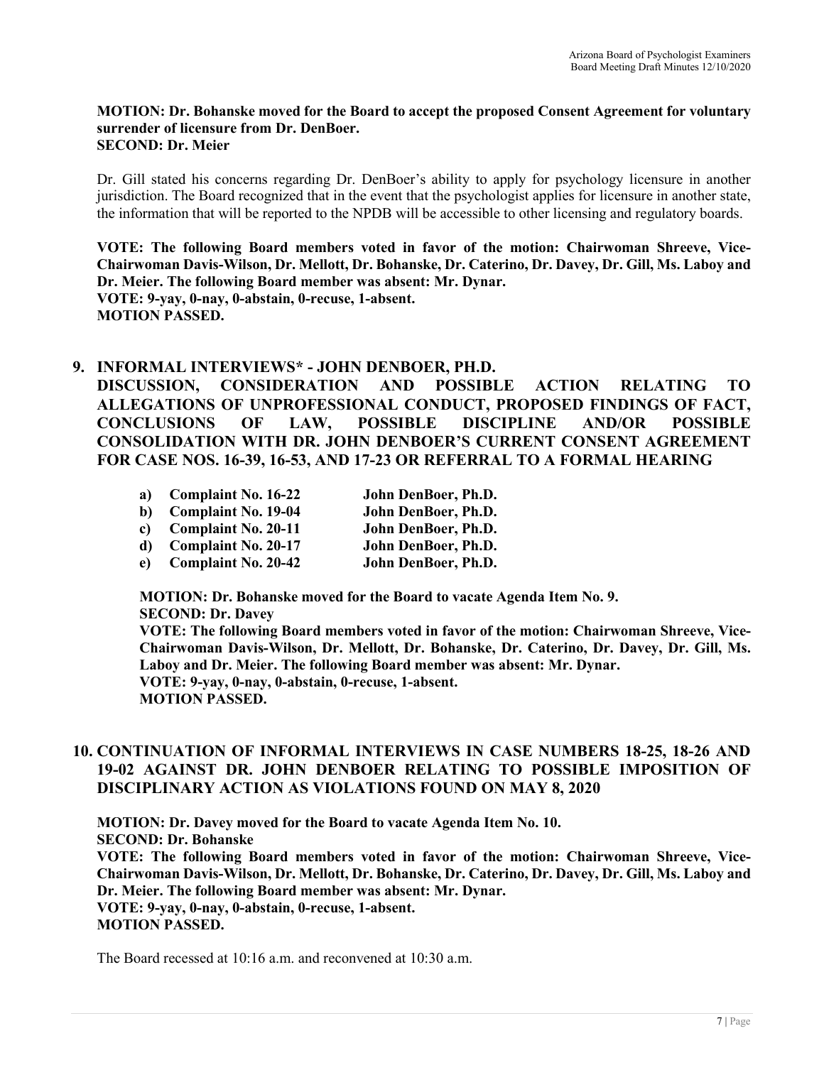**MOTION: Dr. Bohanske moved for the Board to accept the proposed Consent Agreement for voluntary surrender of licensure from Dr. DenBoer.**
**SECOND: Dr. Meier**

Dr. Gill stated his concerns regarding Dr. DenBoer's ability to apply for psychology licensure in another jurisdiction. The Board recognized that in the event that the psychologist applies for licensure in another state, the information that will be reported to the NPDB will be accessible to other licensing and regulatory boards.

**VOTE: The following Board members voted in favor of the motion: Chairwoman Shreeve, Vice-Chairwoman Davis-Wilson, Dr. Mellott, Dr. Bohanske, Dr. Caterino, Dr. Davey, Dr. Gill, Ms. Laboy and Dr. Meier. The following Board member was absent: Mr. Dynar.**
**VOTE: 9-yay, 0-nay, 0-abstain, 0-recuse, 1-absent.**
**MOTION PASSED.**

## 9. INFORMAL INTERVIEWS* - JOHN DENBOER, PH.D. DISCUSSION, CONSIDERATION AND POSSIBLE ACTION RELATING TO ALLEGATIONS OF UNPROFESSIONAL CONDUCT, PROPOSED FINDINGS OF FACT, CONCLUSIONS OF LAW, POSSIBLE DISCIPLINE AND/OR POSSIBLE CONSOLIDATION WITH DR. JOHN DENBOER'S CURRENT CONSENT AGREEMENT FOR CASE NOS. 16-39, 16-53, AND 17-23 OR REFERRAL TO A FORMAL HEARING

- **a) Complaint No. 16-22 John DenBoer, Ph.D.**
- **b) Complaint No. 19-04 John DenBoer, Ph.D.**
- **c) Complaint No. 20-11 John DenBoer, Ph.D.**
- **d) Complaint No. 20-17 John DenBoer, Ph.D.**
- **e) Complaint No. 20-42 John DenBoer, Ph.D.**

**MOTION: Dr. Bohanske moved for the Board to vacate Agenda Item No. 9.**
**SECOND: Dr. Davey**
**VOTE: The following Board members voted in favor of the motion: Chairwoman Shreeve, Vice-Chairwoman Davis-Wilson, Dr. Mellott, Dr. Bohanske, Dr. Caterino, Dr. Davey, Dr. Gill, Ms. Laboy and Dr. Meier. The following Board member was absent: Mr. Dynar.**
**VOTE: 9-yay, 0-nay, 0-abstain, 0-recuse, 1-absent.**
**MOTION PASSED.**

## 10. CONTINUATION OF INFORMAL INTERVIEWS IN CASE NUMBERS 18-25, 18-26 AND 19-02 AGAINST DR. JOHN DENBOER RELATING TO POSSIBLE IMPOSITION OF DISCIPLINARY ACTION AS VIOLATIONS FOUND ON MAY 8, 2020

**MOTION: Dr. Davey moved for the Board to vacate Agenda Item No. 10.**
**SECOND: Dr. Bohanske**
**VOTE: The following Board members voted in favor of the motion: Chairwoman Shreeve, Vice-Chairwoman Davis-Wilson, Dr. Mellott, Dr. Bohanske, Dr. Caterino, Dr. Davey, Dr. Gill, Ms. Laboy and Dr. Meier. The following Board member was absent: Mr. Dynar.**
**VOTE: 9-yay, 0-nay, 0-abstain, 0-recuse, 1-absent.**
**MOTION PASSED.**

The Board recessed at 10:16 a.m. and reconvened at 10:30 a.m.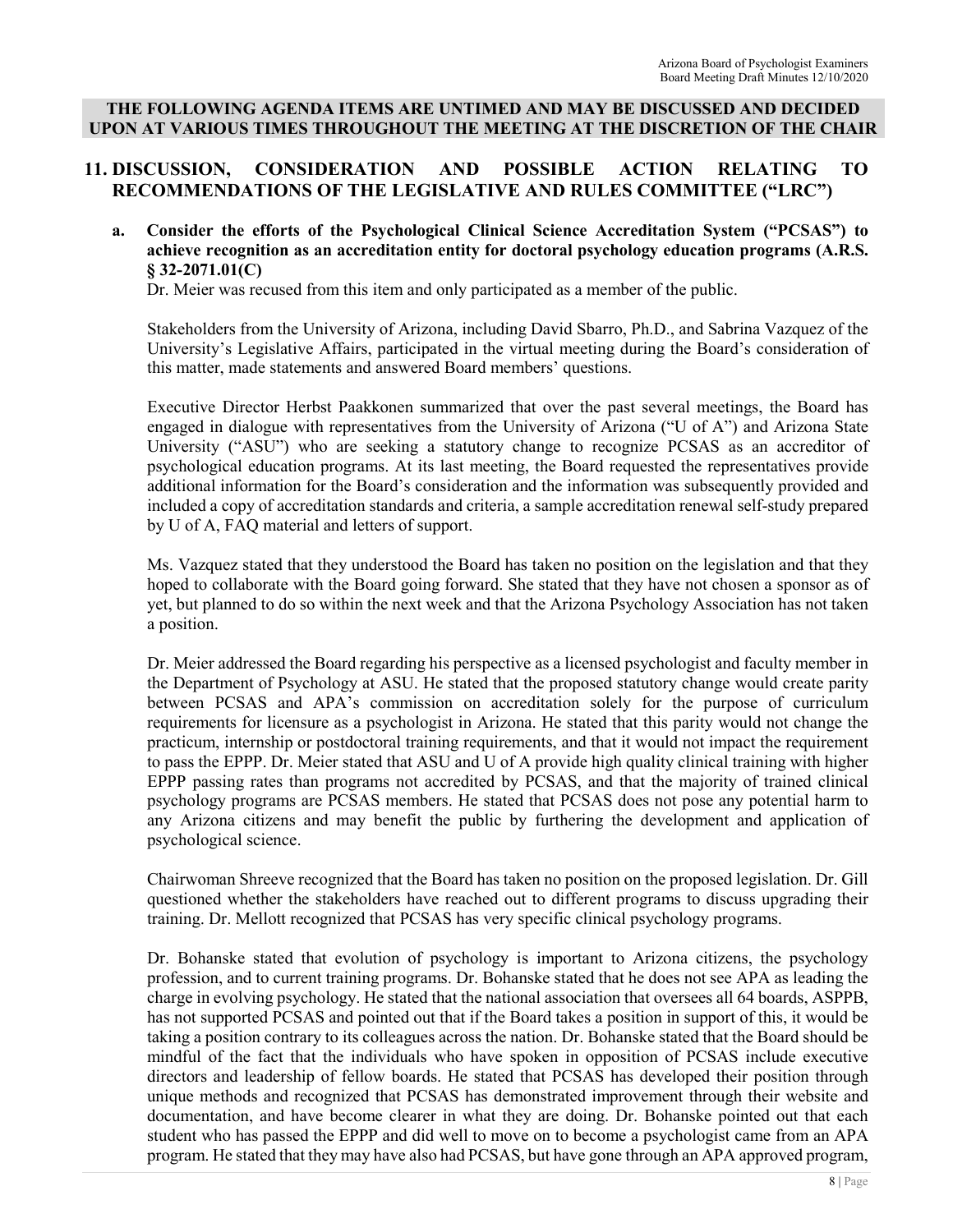**THE FOLLOWING AGENDA ITEMS ARE UNTIMED AND MAY BE DISCUSSED AND DECIDED UPON AT VARIOUS TIMES THROUGHOUT THE MEETING AT THE DISCRETION OF THE CHAIR**

## 11. DISCUSSION, CONSIDERATION AND POSSIBLE ACTION RELATING TO RECOMMENDATIONS OF THE LEGISLATIVE AND RULES COMMITTEE ("LRC")

**a. Consider the efforts of the Psychological Clinical Science Accreditation System ("PCSAS") to achieve recognition as an accreditation entity for doctoral psychology education programs (A.R.S. § 32-2071.01(C)**

Dr. Meier was recused from this item and only participated as a member of the public.

Stakeholders from the University of Arizona, including David Sbarro, Ph.D., and Sabrina Vazquez of the University's Legislative Affairs, participated in the virtual meeting during the Board's consideration of this matter, made statements and answered Board members' questions.

Executive Director Herbst Paakkonen summarized that over the past several meetings, the Board has engaged in dialogue with representatives from the University of Arizona ("U of A") and Arizona State University ("ASU") who are seeking a statutory change to recognize PCSAS as an accreditor of psychological education programs. At its last meeting, the Board requested the representatives provide additional information for the Board's consideration and the information was subsequently provided and included a copy of accreditation standards and criteria, a sample accreditation renewal self-study prepared by U of A, FAQ material and letters of support.

Ms. Vazquez stated that they understood the Board has taken no position on the legislation and that they hoped to collaborate with the Board going forward. She stated that they have not chosen a sponsor as of yet, but planned to do so within the next week and that the Arizona Psychology Association has not taken a position.

Dr. Meier addressed the Board regarding his perspective as a licensed psychologist and faculty member in the Department of Psychology at ASU. He stated that the proposed statutory change would create parity between PCSAS and APA's commission on accreditation solely for the purpose of curriculum requirements for licensure as a psychologist in Arizona. He stated that this parity would not change the practicum, internship or postdoctoral training requirements, and that it would not impact the requirement to pass the EPPP. Dr. Meier stated that ASU and U of A provide high quality clinical training with higher EPPP passing rates than programs not accredited by PCSAS, and that the majority of trained clinical psychology programs are PCSAS members. He stated that PCSAS does not pose any potential harm to any Arizona citizens and may benefit the public by furthering the development and application of psychological science.

Chairwoman Shreeve recognized that the Board has taken no position on the proposed legislation. Dr. Gill questioned whether the stakeholders have reached out to different programs to discuss upgrading their training. Dr. Mellott recognized that PCSAS has very specific clinical psychology programs.

Dr. Bohanske stated that evolution of psychology is important to Arizona citizens, the psychology profession, and to current training programs. Dr. Bohanske stated that he does not see APA as leading the charge in evolving psychology. He stated that the national association that oversees all 64 boards, ASPPB, has not supported PCSAS and pointed out that if the Board takes a position in support of this, it would be taking a position contrary to its colleagues across the nation. Dr. Bohanske stated that the Board should be mindful of the fact that the individuals who have spoken in opposition of PCSAS include executive directors and leadership of fellow boards. He stated that PCSAS has developed their position through unique methods and recognized that PCSAS has demonstrated improvement through their website and documentation, and have become clearer in what they are doing. Dr. Bohanske pointed out that each student who has passed the EPPP and did well to move on to become a psychologist came from an APA program. He stated that they may have also had PCSAS, but have gone through an APA approved program,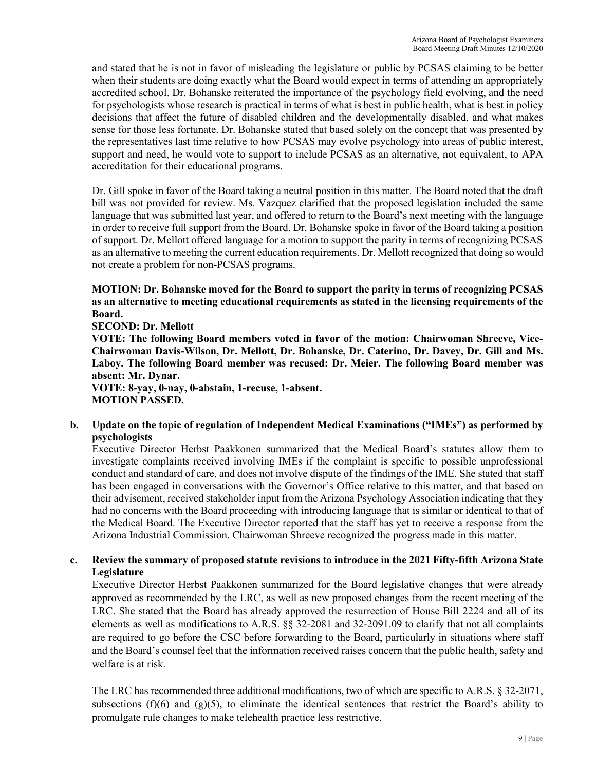and stated that he is not in favor of misleading the legislature or public by PCSAS claiming to be better when their students are doing exactly what the Board would expect in terms of attending an appropriately accredited school. Dr. Bohanske reiterated the importance of the psychology field evolving, and the need for psychologists whose research is practical in terms of what is best in public health, what is best in policy decisions that affect the future of disabled children and the developmentally disabled, and what makes sense for those less fortunate. Dr. Bohanske stated that based solely on the concept that was presented by the representatives last time relative to how PCSAS may evolve psychology into areas of public interest, support and need, he would vote to support to include PCSAS as an alternative, not equivalent, to APA accreditation for their educational programs.

Dr. Gill spoke in favor of the Board taking a neutral position in this matter. The Board noted that the draft bill was not provided for review. Ms. Vazquez clarified that the proposed legislation included the same language that was submitted last year, and offered to return to the Board's next meeting with the language in order to receive full support from the Board. Dr. Bohanske spoke in favor of the Board taking a position of support. Dr. Mellott offered language for a motion to support the parity in terms of recognizing PCSAS as an alternative to meeting the current education requirements. Dr. Mellott recognized that doing so would not create a problem for non-PCSAS programs.

**MOTION: Dr. Bohanske moved for the Board to support the parity in terms of recognizing PCSAS as an alternative to meeting educational requirements as stated in the licensing requirements of the Board.**
**SECOND: Dr. Mellott**
**VOTE: The following Board members voted in favor of the motion: Chairwoman Shreeve, Vice-Chairwoman Davis-Wilson, Dr. Mellott, Dr. Bohanske, Dr. Caterino, Dr. Davey, Dr. Gill and Ms. Laboy. The following Board member was recused: Dr. Meier. The following Board member was absent: Mr. Dynar.**
**VOTE: 8-yay, 0-nay, 0-abstain, 1-recuse, 1-absent.**
**MOTION PASSED.**

**b. Update on the topic of regulation of Independent Medical Examinations ("IMEs") as performed by psychologists**

Executive Director Herbst Paakkonen summarized that the Medical Board's statutes allow them to investigate complaints received involving IMEs if the complaint is specific to possible unprofessional conduct and standard of care, and does not involve dispute of the findings of the IME. She stated that staff has been engaged in conversations with the Governor's Office relative to this matter, and that based on their advisement, received stakeholder input from the Arizona Psychology Association indicating that they had no concerns with the Board proceeding with introducing language that is similar or identical to that of the Medical Board. The Executive Director reported that the staff has yet to receive a response from the Arizona Industrial Commission. Chairwoman Shreeve recognized the progress made in this matter.

**c. Review the summary of proposed statute revisions to introduce in the 2021 Fifty-fifth Arizona State Legislature**

Executive Director Herbst Paakkonen summarized for the Board legislative changes that were already approved as recommended by the LRC, as well as new proposed changes from the recent meeting of the LRC. She stated that the Board has already approved the resurrection of House Bill 2224 and all of its elements as well as modifications to A.R.S. §§ 32-2081 and 32-2091.09 to clarify that not all complaints are required to go before the CSC before forwarding to the Board, particularly in situations where staff and the Board's counsel feel that the information received raises concern that the public health, safety and welfare is at risk.

The LRC has recommended three additional modifications, two of which are specific to A.R.S. § 32-2071, subsections (f)(6) and (g)(5), to eliminate the identical sentences that restrict the Board's ability to promulgate rule changes to make telehealth practice less restrictive.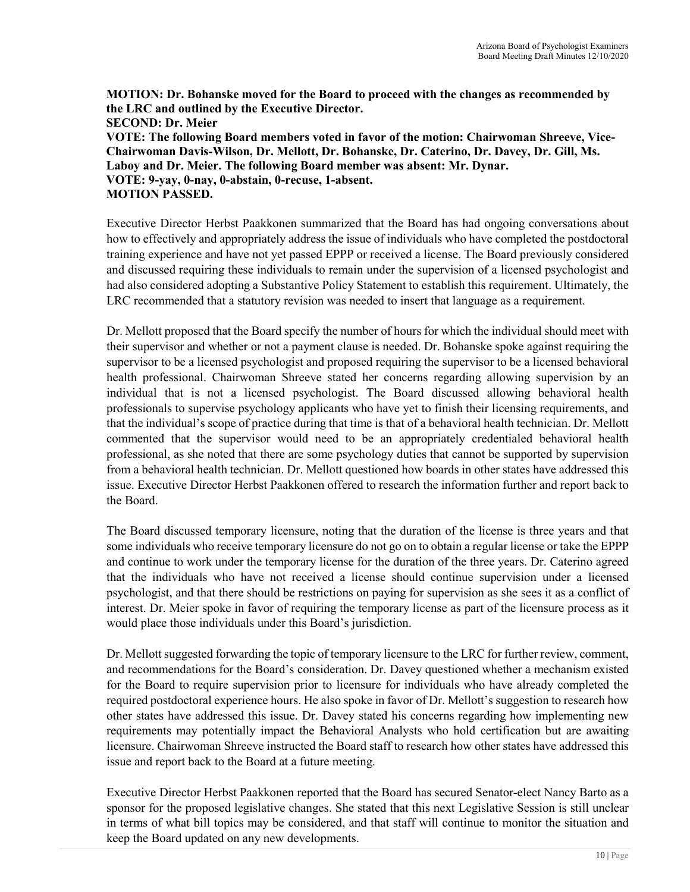**MOTION: Dr. Bohanske moved for the Board to proceed with the changes as recommended by the LRC and outlined by the Executive Director.**
**SECOND: Dr. Meier**
**VOTE: The following Board members voted in favor of the motion: Chairwoman Shreeve, Vice-Chairwoman Davis-Wilson, Dr. Mellott, Dr. Bohanske, Dr. Caterino, Dr. Davey, Dr. Gill, Ms. Laboy and Dr. Meier. The following Board member was absent: Mr. Dynar.**
**VOTE: 9-yay, 0-nay, 0-abstain, 0-recuse, 1-absent.**
**MOTION PASSED.**

Executive Director Herbst Paakkonen summarized that the Board has had ongoing conversations about how to effectively and appropriately address the issue of individuals who have completed the postdoctoral training experience and have not yet passed EPPP or received a license. The Board previously considered and discussed requiring these individuals to remain under the supervision of a licensed psychologist and had also considered adopting a Substantive Policy Statement to establish this requirement. Ultimately, the LRC recommended that a statutory revision was needed to insert that language as a requirement.

Dr. Mellott proposed that the Board specify the number of hours for which the individual should meet with their supervisor and whether or not a payment clause is needed. Dr. Bohanske spoke against requiring the supervisor to be a licensed psychologist and proposed requiring the supervisor to be a licensed behavioral health professional. Chairwoman Shreeve stated her concerns regarding allowing supervision by an individual that is not a licensed psychologist. The Board discussed allowing behavioral health professionals to supervise psychology applicants who have yet to finish their licensing requirements, and that the individual's scope of practice during that time is that of a behavioral health technician. Dr. Mellott commented that the supervisor would need to be an appropriately credentialed behavioral health professional, as she noted that there are some psychology duties that cannot be supported by supervision from a behavioral health technician. Dr. Mellott questioned how boards in other states have addressed this issue. Executive Director Herbst Paakkonen offered to research the information further and report back to the Board.

The Board discussed temporary licensure, noting that the duration of the license is three years and that some individuals who receive temporary licensure do not go on to obtain a regular license or take the EPPP and continue to work under the temporary license for the duration of the three years. Dr. Caterino agreed that the individuals who have not received a license should continue supervision under a licensed psychologist, and that there should be restrictions on paying for supervision as she sees it as a conflict of interest. Dr. Meier spoke in favor of requiring the temporary license as part of the licensure process as it would place those individuals under this Board's jurisdiction.

Dr. Mellott suggested forwarding the topic of temporary licensure to the LRC for further review, comment, and recommendations for the Board's consideration. Dr. Davey questioned whether a mechanism existed for the Board to require supervision prior to licensure for individuals who have already completed the required postdoctoral experience hours. He also spoke in favor of Dr. Mellott's suggestion to research how other states have addressed this issue. Dr. Davey stated his concerns regarding how implementing new requirements may potentially impact the Behavioral Analysts who hold certification but are awaiting licensure. Chairwoman Shreeve instructed the Board staff to research how other states have addressed this issue and report back to the Board at a future meeting.

Executive Director Herbst Paakkonen reported that the Board has secured Senator-elect Nancy Barto as a sponsor for the proposed legislative changes. She stated that this next Legislative Session is still unclear in terms of what bill topics may be considered, and that staff will continue to monitor the situation and keep the Board updated on any new developments.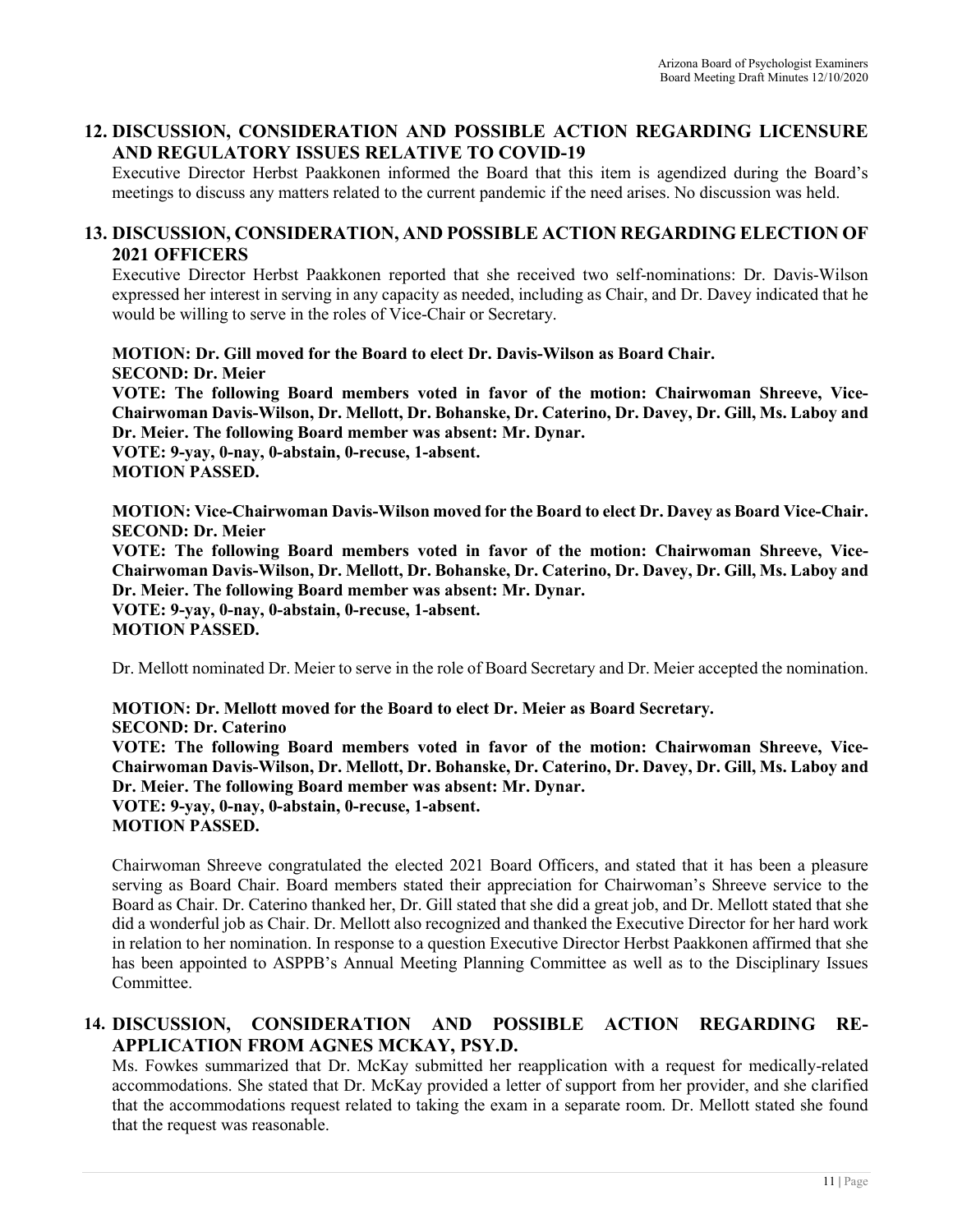## 12. DISCUSSION, CONSIDERATION AND POSSIBLE ACTION REGARDING LICENSURE AND REGULATORY ISSUES RELATIVE TO COVID-19

Executive Director Herbst Paakkonen informed the Board that this item is agendized during the Board's meetings to discuss any matters related to the current pandemic if the need arises. No discussion was held.

## 13. DISCUSSION, CONSIDERATION, AND POSSIBLE ACTION REGARDING ELECTION OF 2021 OFFICERS

Executive Director Herbst Paakkonen reported that she received two self-nominations: Dr. Davis-Wilson expressed her interest in serving in any capacity as needed, including as Chair, and Dr. Davey indicated that he would be willing to serve in the roles of Vice-Chair or Secretary.

**MOTION: Dr. Gill moved for the Board to elect Dr. Davis-Wilson as Board Chair.**
**SECOND: Dr. Meier**
**VOTE: The following Board members voted in favor of the motion: Chairwoman Shreeve, Vice-Chairwoman Davis-Wilson, Dr. Mellott, Dr. Bohanske, Dr. Caterino, Dr. Davey, Dr. Gill, Ms. Laboy and Dr. Meier. The following Board member was absent: Mr. Dynar.**
**VOTE: 9-yay, 0-nay, 0-abstain, 0-recuse, 1-absent.**
**MOTION PASSED.**

**MOTION: Vice-Chairwoman Davis-Wilson moved for the Board to elect Dr. Davey as Board Vice-Chair.**
**SECOND: Dr. Meier**
**VOTE: The following Board members voted in favor of the motion: Chairwoman Shreeve, Vice-Chairwoman Davis-Wilson, Dr. Mellott, Dr. Bohanske, Dr. Caterino, Dr. Davey, Dr. Gill, Ms. Laboy and Dr. Meier. The following Board member was absent: Mr. Dynar.**
**VOTE: 9-yay, 0-nay, 0-abstain, 0-recuse, 1-absent.**
**MOTION PASSED.**

Dr. Mellott nominated Dr. Meier to serve in the role of Board Secretary and Dr. Meier accepted the nomination.

**MOTION: Dr. Mellott moved for the Board to elect Dr. Meier as Board Secretary.**
**SECOND: Dr. Caterino**
**VOTE: The following Board members voted in favor of the motion: Chairwoman Shreeve, Vice-Chairwoman Davis-Wilson, Dr. Mellott, Dr. Bohanske, Dr. Caterino, Dr. Davey, Dr. Gill, Ms. Laboy and Dr. Meier. The following Board member was absent: Mr. Dynar.**
**VOTE: 9-yay, 0-nay, 0-abstain, 0-recuse, 1-absent.**
**MOTION PASSED.**

Chairwoman Shreeve congratulated the elected 2021 Board Officers, and stated that it has been a pleasure serving as Board Chair. Board members stated their appreciation for Chairwoman's Shreeve service to the Board as Chair. Dr. Caterino thanked her, Dr. Gill stated that she did a great job, and Dr. Mellott stated that she did a wonderful job as Chair. Dr. Mellott also recognized and thanked the Executive Director for her hard work in relation to her nomination. In response to a question Executive Director Herbst Paakkonen affirmed that she has been appointed to ASPPB's Annual Meeting Planning Committee as well as to the Disciplinary Issues Committee.

## 14. DISCUSSION, CONSIDERATION AND POSSIBLE ACTION REGARDING RE-APPLICATION FROM AGNES MCKAY, PSY.D.

Ms. Fowkes summarized that Dr. McKay submitted her reapplication with a request for medically-related accommodations. She stated that Dr. McKay provided a letter of support from her provider, and she clarified that the accommodations request related to taking the exam in a separate room. Dr. Mellott stated she found that the request was reasonable.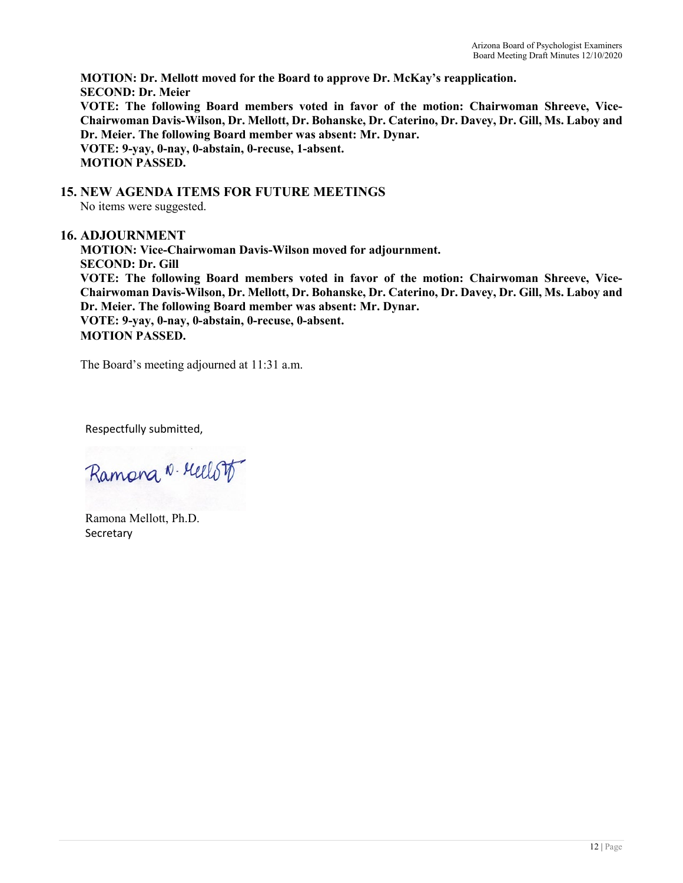**MOTION: Dr. Mellott moved for the Board to approve Dr. McKay's reapplication.**
**SECOND: Dr. Meier**
**VOTE: The following Board members voted in favor of the motion: Chairwoman Shreeve, Vice-Chairwoman Davis-Wilson, Dr. Mellott, Dr. Bohanske, Dr. Caterino, Dr. Davey, Dr. Gill, Ms. Laboy and Dr. Meier. The following Board member was absent: Mr. Dynar.**
**VOTE: 9-yay, 0-nay, 0-abstain, 0-recuse, 1-absent.**
**MOTION PASSED.**

## 15. NEW AGENDA ITEMS FOR FUTURE MEETINGS

No items were suggested.

## 16. ADJOURNMENT

**MOTION: Vice-Chairwoman Davis-Wilson moved for adjournment.**
**SECOND: Dr. Gill**
**VOTE: The following Board members voted in favor of the motion: Chairwoman Shreeve, Vice-Chairwoman Davis-Wilson, Dr. Mellott, Dr. Bohanske, Dr. Caterino, Dr. Davey, Dr. Gill, Ms. Laboy and Dr. Meier. The following Board member was absent: Mr. Dynar.**
**VOTE: 9-yay, 0-nay, 0-abstain, 0-recuse, 0-absent.**
**MOTION PASSED.**

The Board's meeting adjourned at 11:31 a.m.

Respectfully submitted,

Ramona N. Mellott

Ramona Mellott, Ph.D.
Secretary